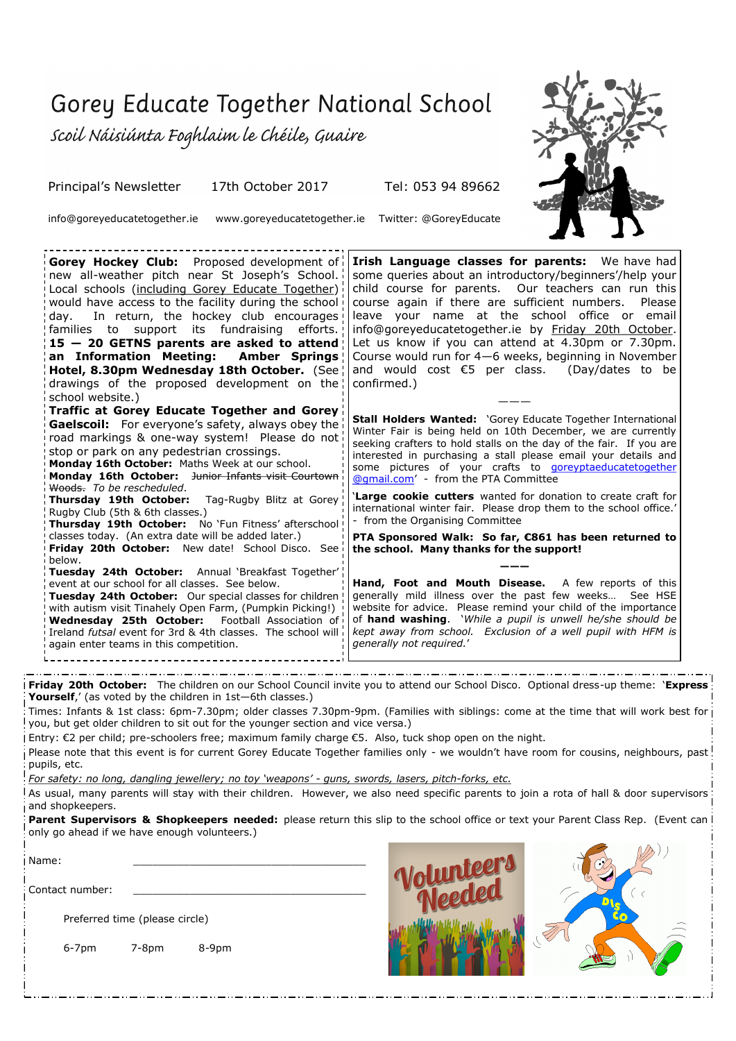# Gorey Educate Together National School

*Scoil Náisiúnta Foghlaim le Chéile, Guaire*

Principal's Newsletter    17th October 2017    Tel: 053 94 89662

info@goreyeducatetogether.ie    www.goreyeducatetogether.ie    Twitter: @GoreyEducate

**Gorey Hockey Club:** Proposed development of new all-weather pitch near St Joseph's School. Local schools (including Gorey Educate Together) would have access to the facility during the school day. In return, the hockey club encourages families to support its fundraising efforts. **15 — 20 GETNS parents are asked to attend an Information Meeting: Amber Springs Hotel, 8.30pm Wednesday 18th October.** (See drawings of the proposed development on the school website.)

**Traffic at Gorey Educate Together and Gorey Gaelscoil:** For everyone's safety, always obey the road markings & one-way system! Please do not stop or park on any pedestrian crossings.

**Monday 16th October:** Maths Week at our school.

**Monday 16th October:** ~~Junior Infants visit Courtown Woods.~~ *To be rescheduled*.

**Thursday 19th October:** Tag-Rugby Blitz at Gorey Rugby Club (5th & 6th classes.)

**Thursday 19th October:** No 'Fun Fitness' afterschool classes today. (An extra date will be added later.)

**Friday 20th October:** New date! School Disco. See below.

**Tuesday 24th October:** Annual 'Breakfast Together' event at our school for all classes. See below.

**Tuesday 24th October:** Our special classes for children with autism visit Tinahely Open Farm, (Pumpkin Picking!)

**Wednesday 25th October:** Football Association of Ireland *futsal* event for 3rd & 4th classes. The school will again enter teams in this competition.

**Irish Language classes for parents:** We have had some queries about an introductory/beginners'/help your child course for parents. Our teachers can run this course again if there are sufficient numbers. Please leave your name at the school office or email info@goreyeducatetogether.ie by Friday 20th October. Let us know if you can attend at 4.30pm or 7.30pm. Course would run for 4—6 weeks, beginning in November and would cost €5 per class. (Day/dates to be confirmed.)

———

**Stall Holders Wanted:** 'Gorey Educate Together International Winter Fair is being held on 10th December, we are currently seeking crafters to hold stalls on the day of the fair. If you are interested in purchasing a stall please email your details and some pictures of your crafts to goreyptaeducatetogether@gmail.com' - from the PTA Committee

'**Large cookie cutters** wanted for donation to create craft for international winter fair. Please drop them to the school office.' - from the Organising Committee

**PTA Sponsored Walk: So far, €861 has been returned to the school. Many thanks for the support!**

———

**Hand, Foot and Mouth Disease.** A few reports of this generally mild illness over the past few weeks… See HSE website for advice. Please remind your child of the importance of **hand washing**. '*While a pupil is unwell he/she should be kept away from school. Exclusion of a well pupil with HFM is generally not required.*'

---

**Friday 20th October:** The children on our School Council invite you to attend our School Disco. Optional dress-up theme: '**Express Yourself**,' (as voted by the children in 1st—6th classes.)

Times: Infants & 1st class: 6pm-7.30pm; older classes 7.30pm-9pm. (Families with siblings: come at the time that will work best for you, but get older children to sit out for the younger section and vice versa.)

Entry: €2 per child; pre-schoolers free; maximum family charge €5. Also, tuck shop open on the night.

Please note that this event is for current Gorey Educate Together families only - we wouldn't have room for cousins, neighbours, past pupils, etc.

*For safety: no long, dangling jewellery; no toy 'weapons' - guns, swords, lasers, pitch-forks, etc.*

As usual, many parents will stay with their children. However, we also need specific parents to join a rota of hall & door supervisors and shopkeepers.

**Parent Supervisors & Shopkeepers needed:** please return this slip to the school office or text your Parent Class Rep. (Event can only go ahead if we have enough volunteers.)

Name: ________________________________

Contact number: ________________________________

Preferred time (please circle)

6-7pm    7-8pm    8-9pm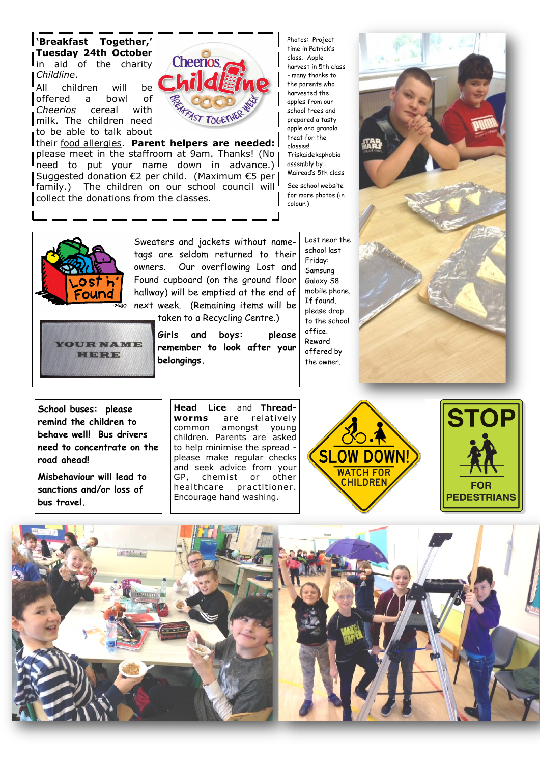**'Breakfast Together,' Tuesday 24th October** in aid of the charity *Childline*.

All children will be offered a bowl of *Cheerios* cereal with milk. The children need to be able to talk about their food allergies. **Parent helpers are needed:** please meet in the staffroom at 9am. Thanks! (No need to put your name down in advance.) Suggested donation €2 per child. (Maximum €5 per family.) The children on our school council will collect the donations from the classes.

Photos: Project time in Patrick's class. Apple harvest in 5th class - many thanks to the parents who harvested the apples from our school trees and prepared a tasty apple and granola treat for the classes! Triskaidekaphobia assembly by Mairead's 5th class

See school website for more photos (in colour.)

Sweaters and jackets without name-tags are seldom returned to their owners. Our overflowing Lost and Found cupboard (on the ground floor hallway) will be emptied at the end of next week. (Remaining items will be taken to a Recycling Centre.)

**Girls and boys: please remember to look after your belongings.**

Lost near the school last Friday: Samsung Galaxy S8 mobile phone. If found, please drop to the school office. Reward offered by the owner.

**School buses: please remind the children to behave well! Bus drivers need to concentrate on the road ahead!**

**Misbehaviour will lead to sanctions and/or loss of bus travel.**

**Head Lice** and **Thread-worms** are relatively common amongst young children. Parents are asked to help minimise the spread - please make regular checks and seek advice from your GP, chemist or other healthcare practitioner. Encourage hand washing.